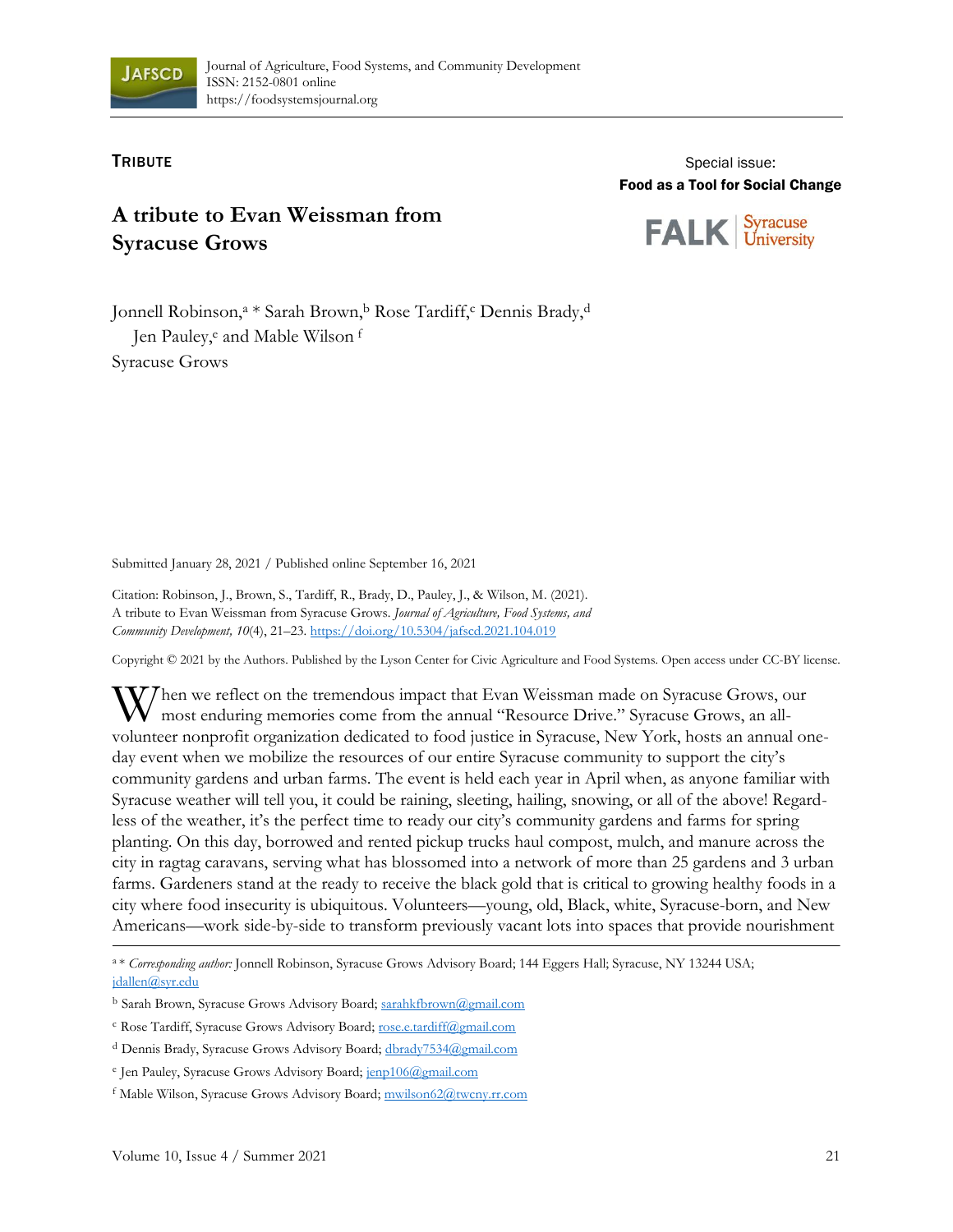Journal of Agriculture, Food Systems, and Community Development
ISSN: 2152-0801 online
https://foodsystemsjournal.org

**TRIBUTE**

Special issue:
**Food as a Tool for Social Change**

# A tribute to Evan Weissman from Syracuse Grows

Jonnell Robinson,[a] * Sarah Brown,[b] Rose Tardiff,[c] Dennis Brady,[d] Jen Pauley,[e] and Mable Wilson [f]
Syracuse Grows

Submitted January 28, 2021 / Published online September 16, 2021

Citation: Robinson, J., Brown, S., Tardiff, R., Brady, D., Pauley, J., & Wilson, M. (2021). A tribute to Evan Weissman from Syracuse Grows. *Journal of Agriculture, Food Systems, and Community Development, 10*(4), 21–23. https://doi.org/10.5304/jafscd.2021.104.019

Copyright © 2021 by the Authors. Published by the Lyson Center for Civic Agriculture and Food Systems. Open access under CC-BY license.

When we reflect on the tremendous impact that Evan Weissman made on Syracuse Grows, our most enduring memories come from the annual "Resource Drive." Syracuse Grows, an all-volunteer nonprofit organization dedicated to food justice in Syracuse, New York, hosts an annual one-day event when we mobilize the resources of our entire Syracuse community to support the city's community gardens and urban farms. The event is held each year in April when, as anyone familiar with Syracuse weather will tell you, it could be raining, sleeting, hailing, snowing, or all of the above! Regardless of the weather, it's the perfect time to ready our city's community gardens and farms for spring planting. On this day, borrowed and rented pickup trucks haul compost, mulch, and manure across the city in ragtag caravans, serving what has blossomed into a network of more than 25 gardens and 3 urban farms. Gardeners stand at the ready to receive the black gold that is critical to growing healthy foods in a city where food insecurity is ubiquitous. Volunteers—young, old, Black, white, Syracuse-born, and New Americans—work side-by-side to transform previously vacant lots into spaces that provide nourishment

[a] * *Corresponding author:* Jonnell Robinson, Syracuse Grows Advisory Board; 144 Eggers Hall; Syracuse, NY 13244 USA; jdallen@syr.edu

[b] Sarah Brown, Syracuse Grows Advisory Board; sarahkfbrown@gmail.com

[c] Rose Tardiff, Syracuse Grows Advisory Board; rose.e.tardiff@gmail.com

[d] Dennis Brady, Syracuse Grows Advisory Board; dbrady7534@gmail.com

[e] Jen Pauley, Syracuse Grows Advisory Board; jenp106@gmail.com

[f] Mable Wilson, Syracuse Grows Advisory Board; mwilson62@twcny.rr.com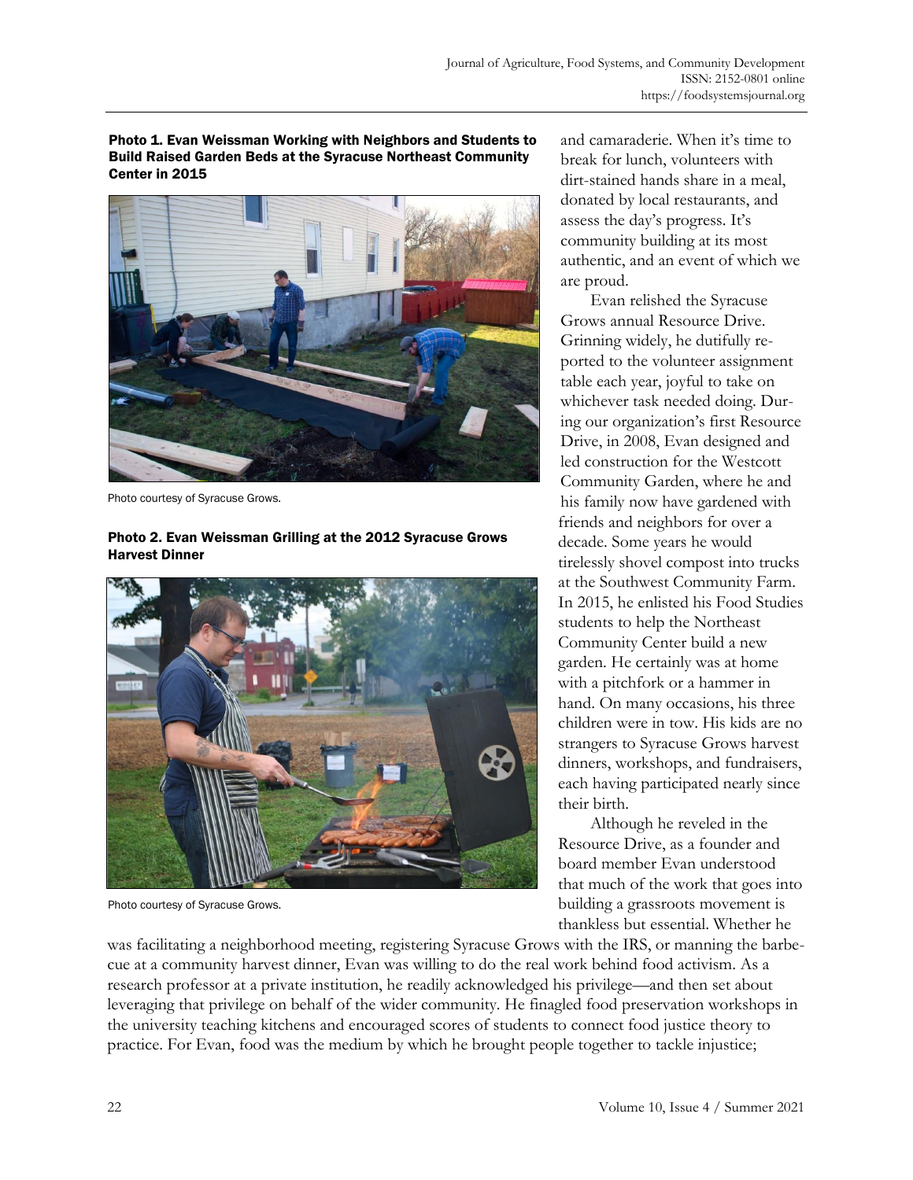**Photo 1. Evan Weissman Working with Neighbors and Students to Build Raised Garden Beds at the Syracuse Northeast Community Center in 2015**

Photo courtesy of Syracuse Grows.

**Photo 2. Evan Weissman Grilling at the 2012 Syracuse Grows Harvest Dinner**

Photo courtesy of Syracuse Grows.

and camaraderie. When it's time to break for lunch, volunteers with dirt-stained hands share in a meal, donated by local restaurants, and assess the day's progress. It's community building at its most authentic, and an event of which we are proud.

Evan relished the Syracuse Grows annual Resource Drive. Grinning widely, he dutifully reported to the volunteer assignment table each year, joyful to take on whichever task needed doing. During our organization's first Resource Drive, in 2008, Evan designed and led construction for the Westcott Community Garden, where he and his family now have gardened with friends and neighbors for over a decade. Some years he would tirelessly shovel compost into trucks at the Southwest Community Farm. In 2015, he enlisted his Food Studies students to help the Northeast Community Center build a new garden. He certainly was at home with a pitchfork or a hammer in hand. On many occasions, his three children were in tow. His kids are no strangers to Syracuse Grows harvest dinners, workshops, and fundraisers, each having participated nearly since their birth.

Although he reveled in the Resource Drive, as a founder and board member Evan understood that much of the work that goes into building a grassroots movement is thankless but essential. Whether he was facilitating a neighborhood meeting, registering Syracuse Grows with the IRS, or manning the barbecue at a community harvest dinner, Evan was willing to do the real work behind food activism. As a research professor at a private institution, he readily acknowledged his privilege—and then set about leveraging that privilege on behalf of the wider community. He finagled food preservation workshops in the university teaching kitchens and encouraged scores of students to connect food justice theory to practice. For Evan, food was the medium by which he brought people together to tackle injustice;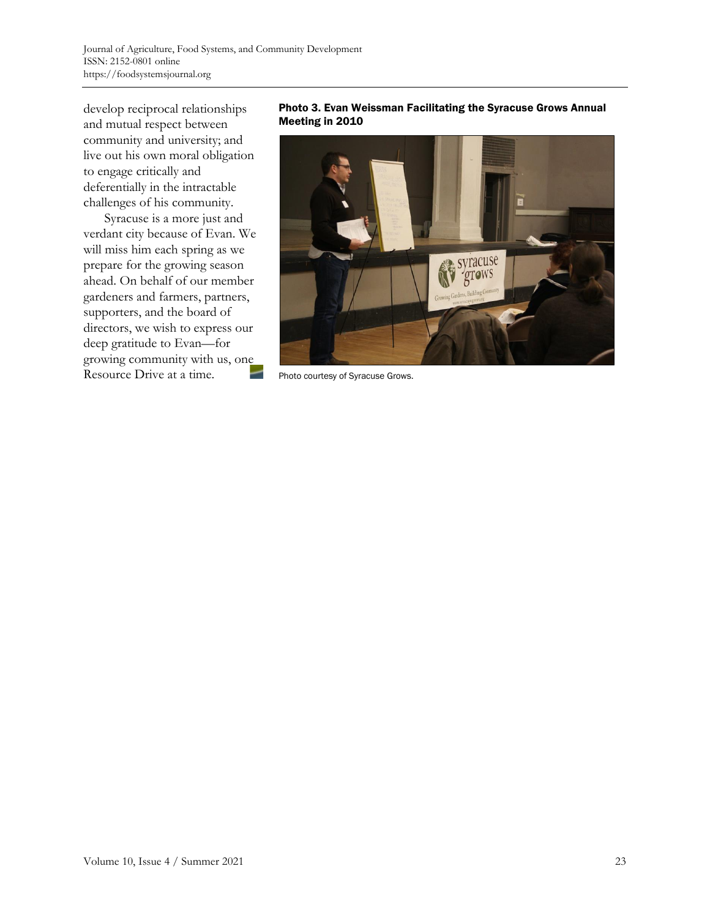develop reciprocal relationships and mutual respect between community and university; and live out his own moral obligation to engage critically and deferentially in the intractable challenges of his community.

Syracuse is a more just and verdant city because of Evan. We will miss him each spring as we prepare for the growing season ahead. On behalf of our member gardeners and farmers, partners, supporters, and the board of directors, we wish to express our deep gratitude to Evan—for growing community with us, one Resource Drive at a time.

**Photo 3. Evan Weissman Facilitating the Syracuse Grows Annual Meeting in 2010**

Photo courtesy of Syracuse Grows.